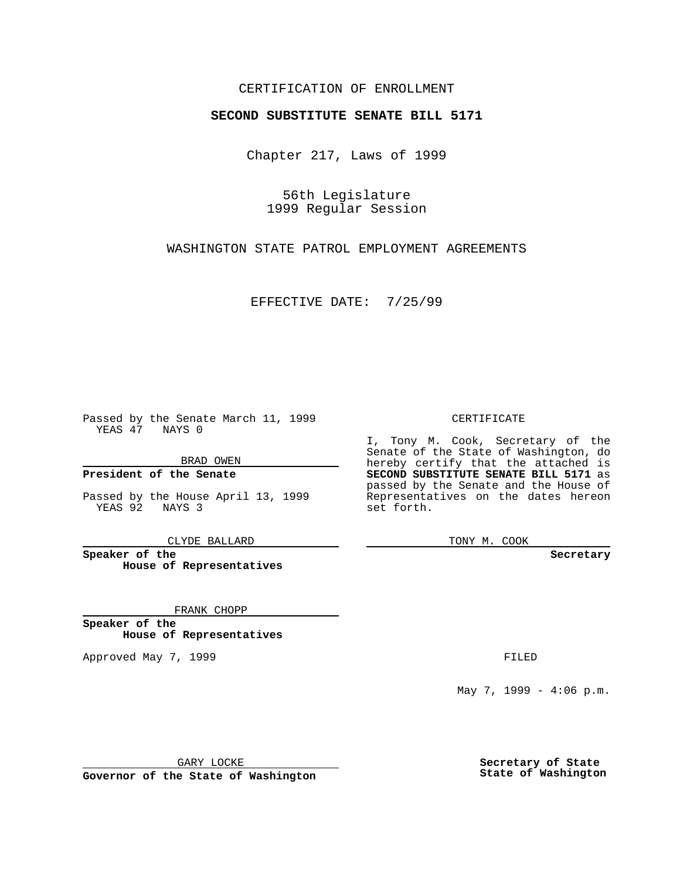CERTIFICATION OF ENROLLMENT

**SECOND SUBSTITUTE SENATE BILL 5171**

Chapter 217, Laws of 1999

56th Legislature
1999 Regular Session

WASHINGTON STATE PATROL EMPLOYMENT AGREEMENTS

EFFECTIVE DATE: 7/25/99

Passed by the Senate March 11, 1999
YEAS 47 NAYS 0

BRAD OWEN

**President of the Senate**

Passed by the House April 13, 1999
YEAS 92 NAYS 3

CLYDE BALLARD

**Speaker of the House of Representatives**

FRANK CHOPP

**Speaker of the House of Representatives**

Approved May 7, 1999

GARY LOCKE

**Governor of the State of Washington**

CERTIFICATE

I, Tony M. Cook, Secretary of the Senate of the State of Washington, do hereby certify that the attached is **SECOND SUBSTITUTE SENATE BILL 5171** as passed by the Senate and the House of Representatives on the dates hereon set forth.

TONY M. COOK

**Secretary**

FILED

May 7, 1999 - 4:06 p.m.

**Secretary of State**
**State of Washington**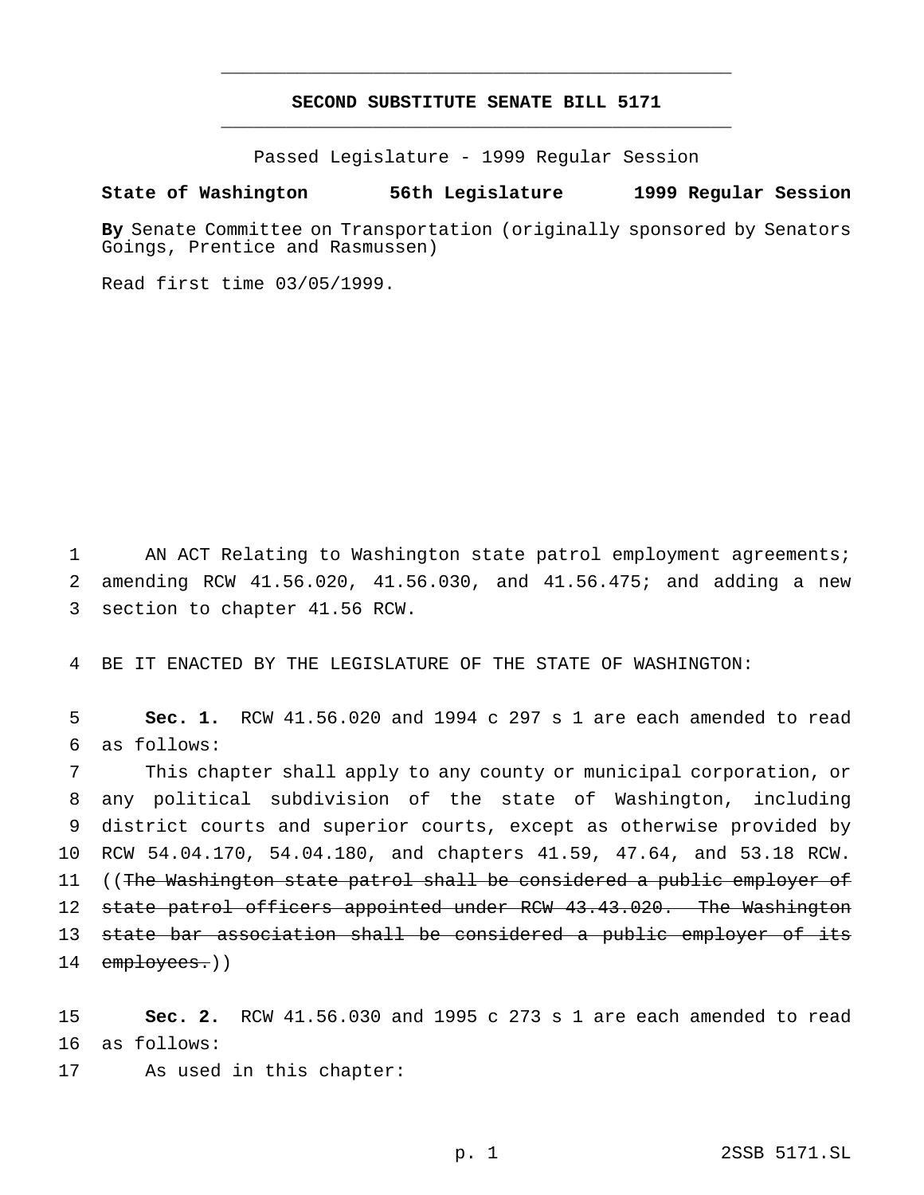# SECOND SUBSTITUTE SENATE BILL 5171

Passed Legislature - 1999 Regular Session

**State of Washington 56th Legislature 1999 Regular Session**

**By** Senate Committee on Transportation (originally sponsored by Senators Goings, Prentice and Rasmussen)

Read first time 03/05/1999.

1 AN ACT Relating to Washington state patrol employment agreements;
2 amending RCW 41.56.020, 41.56.030, and 41.56.475; and adding a new
3 section to chapter 41.56 RCW.

4 BE IT ENACTED BY THE LEGISLATURE OF THE STATE OF WASHINGTON:

5 **Sec. 1.** RCW 41.56.020 and 1994 c 297 s 1 are each amended to read
6 as follows:

7 This chapter shall apply to any county or municipal corporation, or
8 any political subdivision of the state of Washington, including
9 district courts and superior courts, except as otherwise provided by
10 RCW 54.04.170, 54.04.180, and chapters 41.59, 47.64, and 53.18 RCW.
11 ((~~The Washington state patrol shall be considered a public employer of~~
12 ~~state patrol officers appointed under RCW 43.43.020. The Washington~~
13 ~~state bar association shall be considered a public employer of its~~
14 ~~employees.~~))

15 **Sec. 2.** RCW 41.56.030 and 1995 c 273 s 1 are each amended to read
16 as follows:

17 As used in this chapter: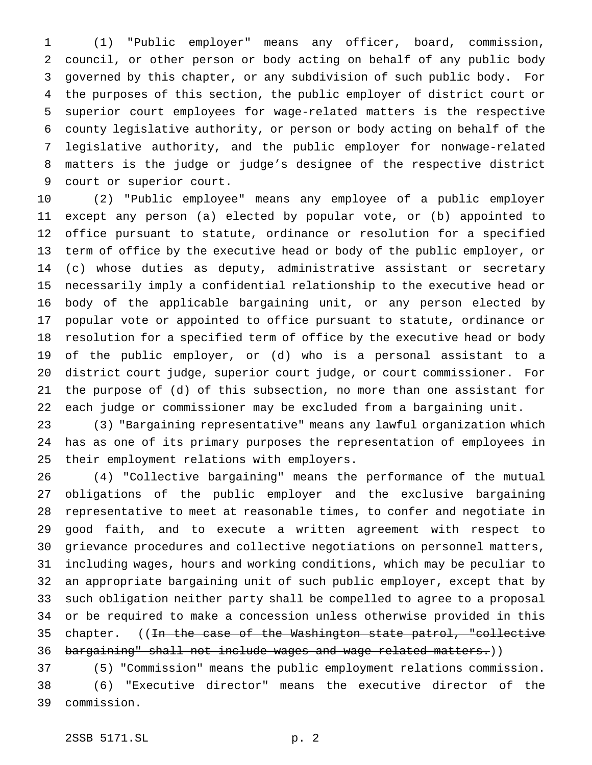(1) "Public employer" means any officer, board, commission, council, or other person or body acting on behalf of any public body governed by this chapter, or any subdivision of such public body. For the purposes of this section, the public employer of district court or superior court employees for wage-related matters is the respective county legislative authority, or person or body acting on behalf of the legislative authority, and the public employer for nonwage-related matters is the judge or judge's designee of the respective district court or superior court.

(2) "Public employee" means any employee of a public employer except any person (a) elected by popular vote, or (b) appointed to office pursuant to statute, ordinance or resolution for a specified term of office by the executive head or body of the public employer, or (c) whose duties as deputy, administrative assistant or secretary necessarily imply a confidential relationship to the executive head or body of the applicable bargaining unit, or any person elected by popular vote or appointed to office pursuant to statute, ordinance or resolution for a specified term of office by the executive head or body of the public employer, or (d) who is a personal assistant to a district court judge, superior court judge, or court commissioner. For the purpose of (d) of this subsection, no more than one assistant for each judge or commissioner may be excluded from a bargaining unit.

(3) "Bargaining representative" means any lawful organization which has as one of its primary purposes the representation of employees in their employment relations with employers.

(4) "Collective bargaining" means the performance of the mutual obligations of the public employer and the exclusive bargaining representative to meet at reasonable times, to confer and negotiate in good faith, and to execute a written agreement with respect to grievance procedures and collective negotiations on personnel matters, including wages, hours and working conditions, which may be peculiar to an appropriate bargaining unit of such public employer, except that by such obligation neither party shall be compelled to agree to a proposal or be required to make a concession unless otherwise provided in this chapter. ((~~In the case of the Washington state patrol, "collective bargaining" shall not include wages and wage-related matters.~~))

(5) "Commission" means the public employment relations commission.

(6) "Executive director" means the executive director of the commission.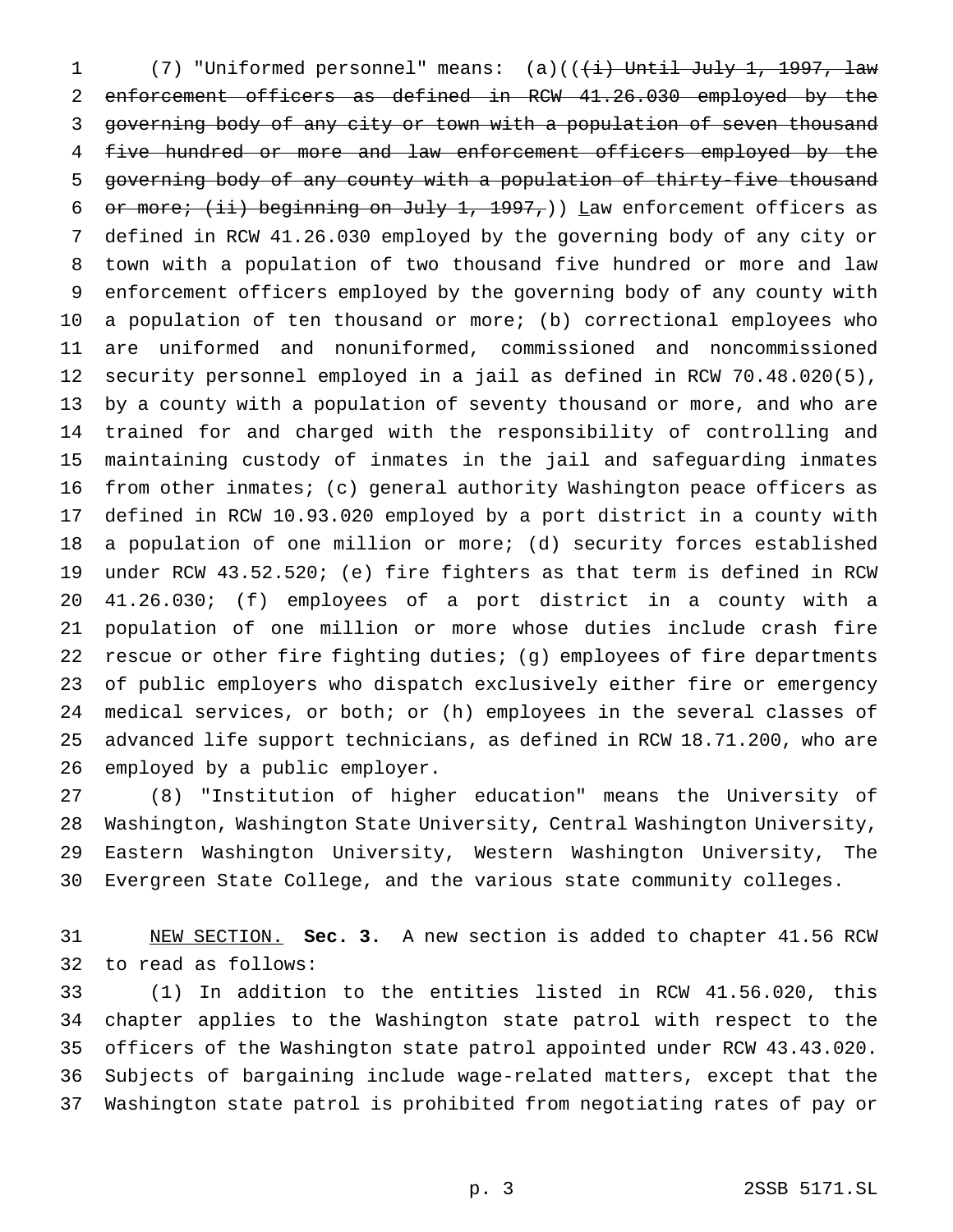(7) "Uniformed personnel" means: (a)((~~(i) Until July 1, 1997, law enforcement officers as defined in RCW 41.26.030 employed by the governing body of any city or town with a population of seven thousand five hundred or more and law enforcement officers employed by the governing body of any county with a population of thirty-five thousand or more; (ii) beginning on July 1, 1997,~~)) Law enforcement officers as defined in RCW 41.26.030 employed by the governing body of any city or town with a population of two thousand five hundred or more and law enforcement officers employed by the governing body of any county with a population of ten thousand or more; (b) correctional employees who are uniformed and nonuniformed, commissioned and noncommissioned security personnel employed in a jail as defined in RCW 70.48.020(5), by a county with a population of seventy thousand or more, and who are trained for and charged with the responsibility of controlling and maintaining custody of inmates in the jail and safeguarding inmates from other inmates; (c) general authority Washington peace officers as defined in RCW 10.93.020 employed by a port district in a county with a population of one million or more; (d) security forces established under RCW 43.52.520; (e) fire fighters as that term is defined in RCW 41.26.030; (f) employees of a port district in a county with a population of one million or more whose duties include crash fire rescue or other fire fighting duties; (g) employees of fire departments of public employers who dispatch exclusively either fire or emergency medical services, or both; or (h) employees in the several classes of advanced life support technicians, as defined in RCW 18.71.200, who are employed by a public employer.

(8) "Institution of higher education" means the University of Washington, Washington State University, Central Washington University, Eastern Washington University, Western Washington University, The Evergreen State College, and the various state community colleges.

NEW SECTION. **Sec. 3.** A new section is added to chapter 41.56 RCW to read as follows:

(1) In addition to the entities listed in RCW 41.56.020, this chapter applies to the Washington state patrol with respect to the officers of the Washington state patrol appointed under RCW 43.43.020. Subjects of bargaining include wage-related matters, except that the Washington state patrol is prohibited from negotiating rates of pay or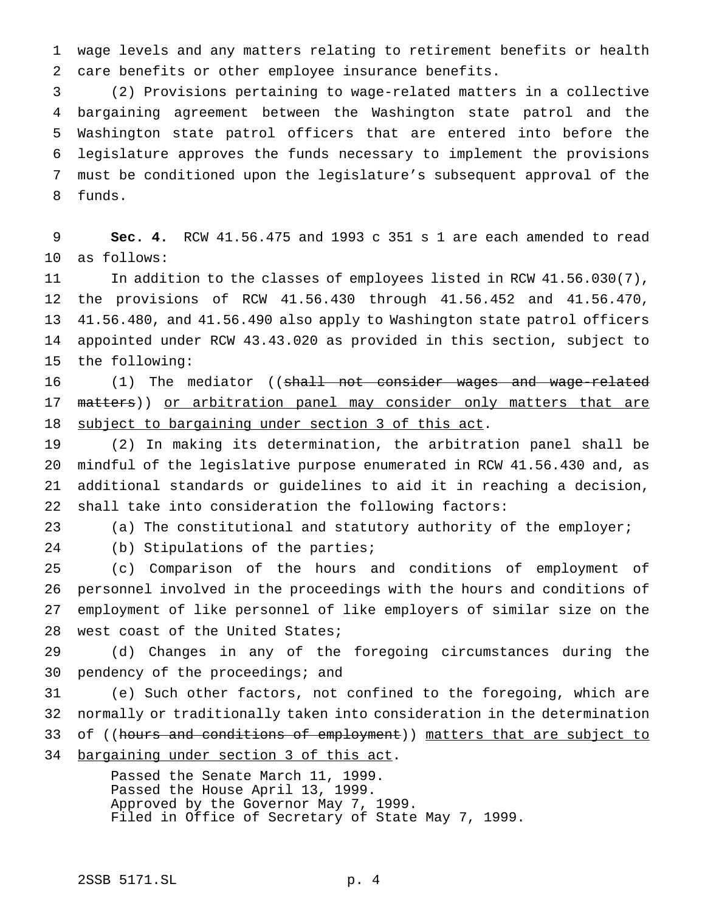wage levels and any matters relating to retirement benefits or health care benefits or other employee insurance benefits.

(2) Provisions pertaining to wage-related matters in a collective bargaining agreement between the Washington state patrol and the Washington state patrol officers that are entered into before the legislature approves the funds necessary to implement the provisions must be conditioned upon the legislature's subsequent approval of the funds.

**Sec. 4.** RCW 41.56.475 and 1993 c 351 s 1 are each amended to read as follows:

In addition to the classes of employees listed in RCW 41.56.030(7), the provisions of RCW 41.56.430 through 41.56.452 and 41.56.470, 41.56.480, and 41.56.490 also apply to Washington state patrol officers appointed under RCW 43.43.020 as provided in this section, subject to the following:

(1) The mediator ((~~shall not consider wages and wage-related matters~~)) <u>or arbitration panel may consider only matters that are subject to bargaining under section 3 of this act</u>.

(2) In making its determination, the arbitration panel shall be mindful of the legislative purpose enumerated in RCW 41.56.430 and, as additional standards or guidelines to aid it in reaching a decision, shall take into consideration the following factors:

(a) The constitutional and statutory authority of the employer;

(b) Stipulations of the parties;

(c) Comparison of the hours and conditions of employment of personnel involved in the proceedings with the hours and conditions of employment of like personnel of like employers of similar size on the west coast of the United States;

(d) Changes in any of the foregoing circumstances during the pendency of the proceedings; and

(e) Such other factors, not confined to the foregoing, which are normally or traditionally taken into consideration in the determination of ((~~hours and conditions of employment~~)) <u>matters that are subject to bargaining under section 3 of this act</u>.

Passed the Senate March 11, 1999.
Passed the House April 13, 1999.
Approved by the Governor May 7, 1999.
Filed in Office of Secretary of State May 7, 1999.